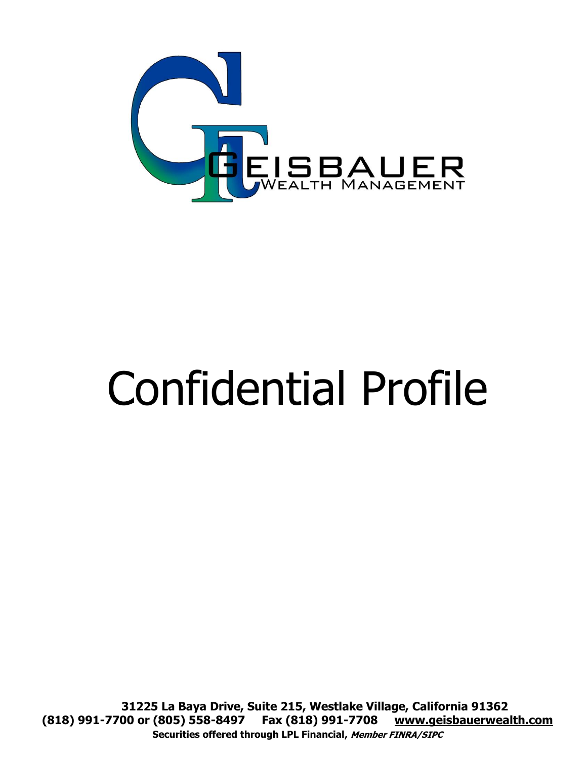GEISBAUER
WEALTH MANAGEMENT

# Confidential Profile

**31225 La Baya Drive, Suite 215, Westlake Village, California 91362**
**(818) 991-7700 or (805) 558-8497 Fax (818) 991-7708 www.geisbauerwealth.com**
**Securities offered through LPL Financial, *Member FINRA/SIPC***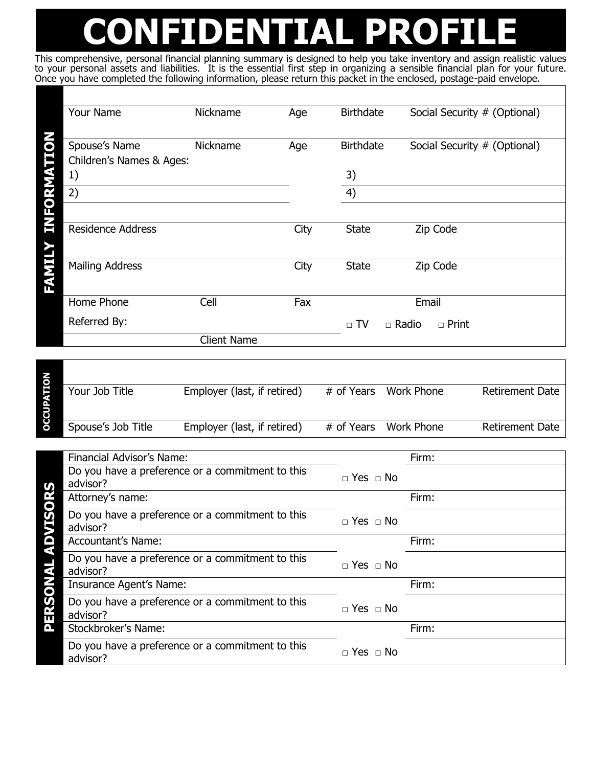# CONFIDENTIAL PROFILE

This comprehensive, personal financial planning summary is designed to help you take inventory and assign realistic values to your personal assets and liabilities. It is the essential first step in organizing a sensible financial plan for your future. Once you have completed the following information, please return this packet in the enclosed, postage-paid envelope.

## FAMILY INFORMATION

| Your Name | Nickname | Age | Birthdate | Social Security # (Optional) |
|---|---|---|---|---|
| | | | | |
| Spouse's Name | Nickname | Age | Birthdate | Social Security # (Optional) |
| | | | | |

Children's Names & Ages:

1)

2)

3)

4)

| Residence Address | City | State | Zip Code |
|---|---|---|---|
| | | | |
| Mailing Address | City | State | Zip Code |
| | | | |

| Home Phone | Cell | Fax | Email |
|---|---|---|---|
| | | | |

Referred By: ______ Client Name

□ TV □ Radio □ Print

## OCCUPATION

| Your Job Title | Employer (last, if retired) | # of Years | Work Phone | Retirement Date |
|---|---|---|---|---|
| | | | | |
| Spouse's Job Title | Employer (last, if retired) | # of Years | Work Phone | Retirement Date |
| | | | | |

## PERSONAL ADVISORS

| | | |
|---|---|---|
| Financial Advisor's Name: | | Firm: |
| Do you have a preference or a commitment to this advisor? | □ Yes □ No | |
| Attorney's name: | | Firm: |
| Do you have a preference or a commitment to this advisor? | □ Yes □ No | |
| Accountant's Name: | | Firm: |
| Do you have a preference or a commitment to this advisor? | □ Yes □ No | |
| Insurance Agent's Name: | | Firm: |
| Do you have a preference or a commitment to this advisor? | □ Yes □ No | |
| Stockbroker's Name: | | Firm: |
| Do you have a preference or a commitment to this advisor? | □ Yes □ No | |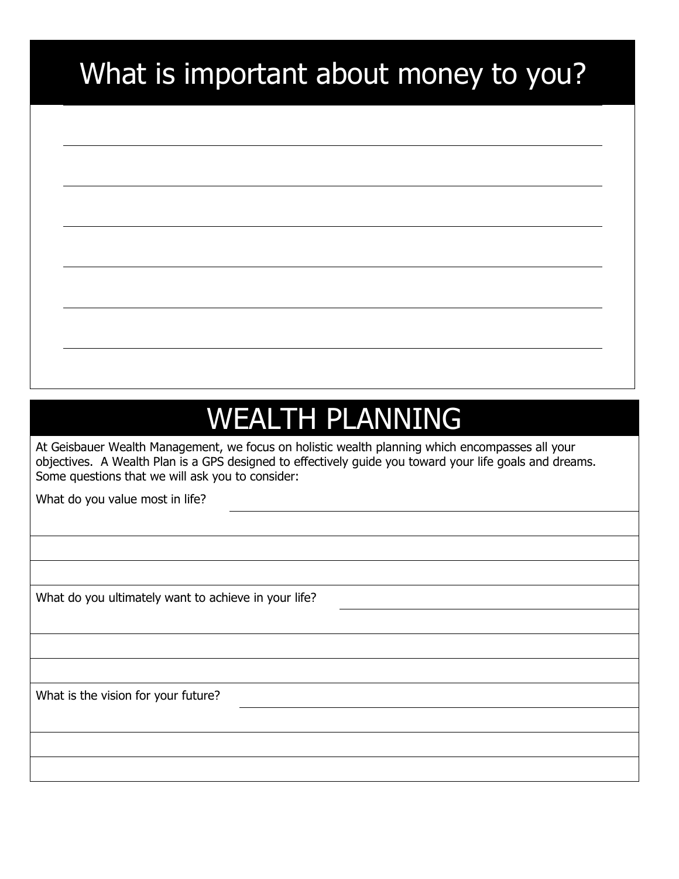# What is important about money to you?

# WEALTH PLANNING

At Geisbauer Wealth Management, we focus on holistic wealth planning which encompasses all your objectives. A Wealth Plan is a GPS designed to effectively guide you toward your life goals and dreams. Some questions that we will ask you to consider:

What do you value most in life?

What do you ultimately want to achieve in your life?

What is the vision for your future?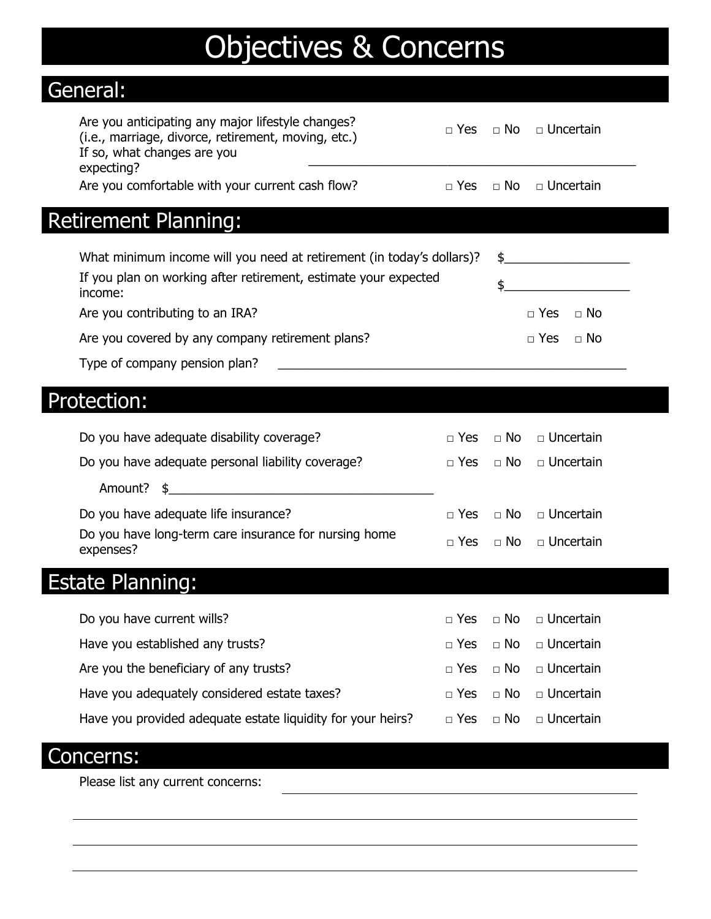# Objectives & Concerns

## General:

Are you anticipating any major lifestyle changes? (i.e., marriage, divorce, retirement, moving, etc.) □ Yes □ No □ Uncertain

If so, what changes are you expecting? ______________________________________________

Are you comfortable with your current cash flow? □ Yes □ No □ Uncertain

## Retirement Planning:

What minimum income will you need at retirement (in today's dollars)? $__________________

If you plan on working after retirement, estimate your expected income: $__________________

Are you contributing to an IRA? □ Yes □ No

Are you covered by any company retirement plans? □ Yes □ No

Type of company pension plan? ______________________________________________

## Protection:

Do you have adequate disability coverage? □ Yes □ No □ Uncertain

Do you have adequate personal liability coverage? □ Yes □ No □ Uncertain

Amount? $_____________________________________

Do you have adequate life insurance? □ Yes □ No □ Uncertain

Do you have long-term care insurance for nursing home expenses? □ Yes □ No □ Uncertain

## Estate Planning:

Do you have current wills? □ Yes □ No □ Uncertain

Have you established any trusts? □ Yes □ No □ Uncertain

Are you the beneficiary of any trusts? □ Yes □ No □ Uncertain

Have you adequately considered estate taxes? □ Yes □ No □ Uncertain

Have you provided adequate estate liquidity for your heirs? □ Yes □ No □ Uncertain

## Concerns:

Please list any current concerns: ______________________________________________

______________________________________________

______________________________________________

______________________________________________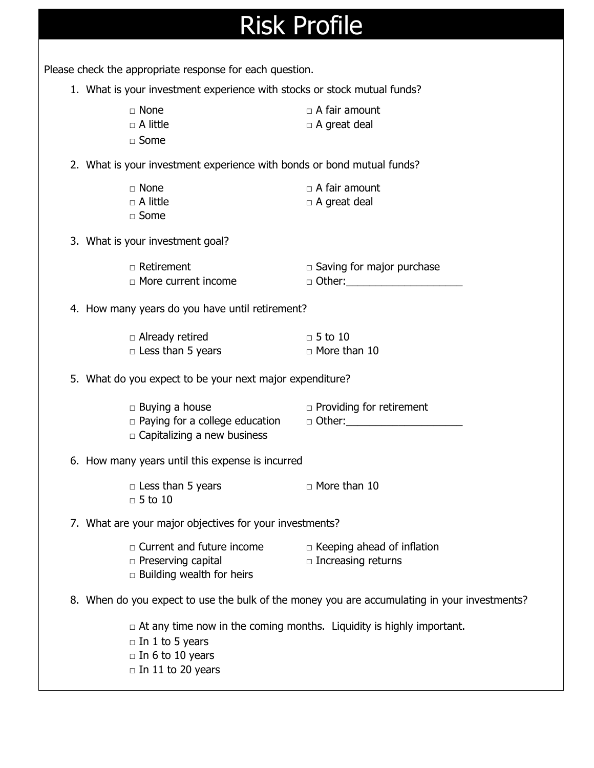# Risk Profile

Please check the appropriate response for each question.

1. What is your investment experience with stocks or stock mutual funds?

   - □ None
   - □ A little
   - □ Some
   - □ A fair amount
   - □ A great deal

2. What is your investment experience with bonds or bond mutual funds?

   - □ None
   - □ A little
   - □ Some
   - □ A fair amount
   - □ A great deal

3. What is your investment goal?

   - □ Retirement
   - □ More current income
   - □ Saving for major purchase
   - □ Other:____________________

4. How many years do you have until retirement?

   - □ Already retired
   - □ Less than 5 years
   - □ 5 to 10
   - □ More than 10

5. What do you expect to be your next major expenditure?

   - □ Buying a house
   - □ Paying for a college education
   - □ Capitalizing a new business
   - □ Providing for retirement
   - □ Other:____________________

6. How many years until this expense is incurred

   - □ Less than 5 years
   - □ 5 to 10
   - □ More than 10

7. What are your major objectives for your investments?

   - □ Current and future income
   - □ Preserving capital
   - □ Building wealth for heirs
   - □ Keeping ahead of inflation
   - □ Increasing returns

8. When do you expect to use the bulk of the money you are accumulating in your investments?

   - □ At any time now in the coming months. Liquidity is highly important.
   - □ In 1 to 5 years
   - □ In 6 to 10 years
   - □ In 11 to 20 years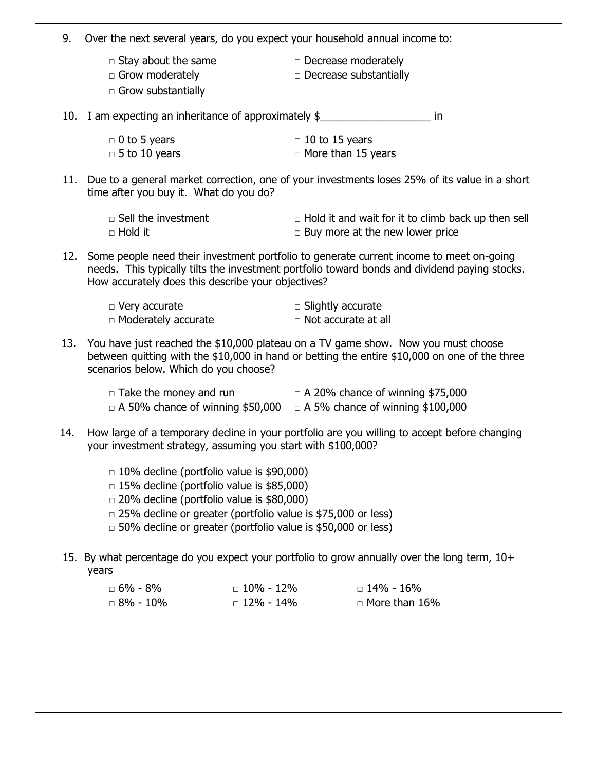9. Over the next several years, do you expect your household annual income to:

    □ Stay about the same
    □ Grow moderately
    □ Grow substantially
    □ Decrease moderately
    □ Decrease substantially

10. I am expecting an inheritance of approximately $___________________ in

    □ 0 to 5 years
    □ 5 to 10 years
    □ 10 to 15 years
    □ More than 15 years

11. Due to a general market correction, one of your investments loses 25% of its value in a short time after you buy it. What do you do?

    □ Sell the investment
    □ Hold it
    □ Hold it and wait for it to climb back up then sell
    □ Buy more at the new lower price

12. Some people need their investment portfolio to generate current income to meet on-going needs. This typically tilts the investment portfolio toward bonds and dividend paying stocks. How accurately does this describe your objectives?

    □ Very accurate
    □ Moderately accurate
    □ Slightly accurate
    □ Not accurate at all

13. You have just reached the $10,000 plateau on a TV game show. Now you must choose between quitting with the $10,000 in hand or betting the entire $10,000 on one of the three scenarios below. Which do you choose?

    □ Take the money and run
    □ A 50% chance of winning $50,000
    □ A 20% chance of winning $75,000
    □ A 5% chance of winning $100,000

14. How large of a temporary decline in your portfolio are you willing to accept before changing your investment strategy, assuming you start with $100,000?

    □ 10% decline (portfolio value is $90,000)
    □ 15% decline (portfolio value is $85,000)
    □ 20% decline (portfolio value is $80,000)
    □ 25% decline or greater (portfolio value is $75,000 or less)
    □ 50% decline or greater (portfolio value is $50,000 or less)

15. By what percentage do you expect your portfolio to grow annually over the long term, 10+ years

    □ 6% - 8%
    □ 8% - 10%
    □ 10% - 12%
    □ 12% - 14%
    □ 14% - 16%
    □ More than 16%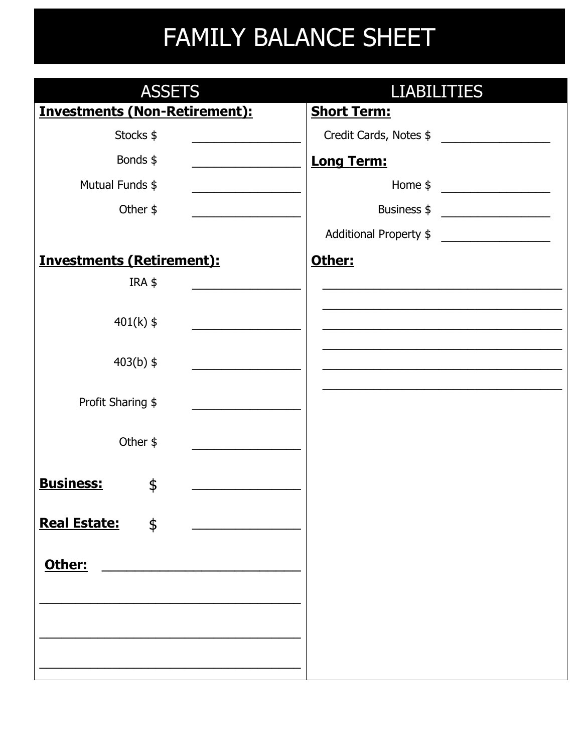# FAMILY BALANCE SHEET

## ASSETS

**Investments (Non-Retirement):**

Stocks $ ________________

Bonds $ ________________

Mutual Funds $ ________________

Other $ ________________

**Investments (Retirement):**

IRA $ ________________

401(k) $ ________________

403(b) $ ________________

Profit Sharing $ ________________

Other $ ________________

**Business:** $ ________________

**Real Estate:** $ ________________

**Other:** ____________________________

______________________________________

______________________________________

______________________________________

## LIABILITIES

**Short Term:**

Credit Cards, Notes $ ________________

**Long Term:**

Home $ ________________

Business $ ________________

Additional Property $ ________________

**Other:**

______________________________________

______________________________________

______________________________________

______________________________________

______________________________________

______________________________________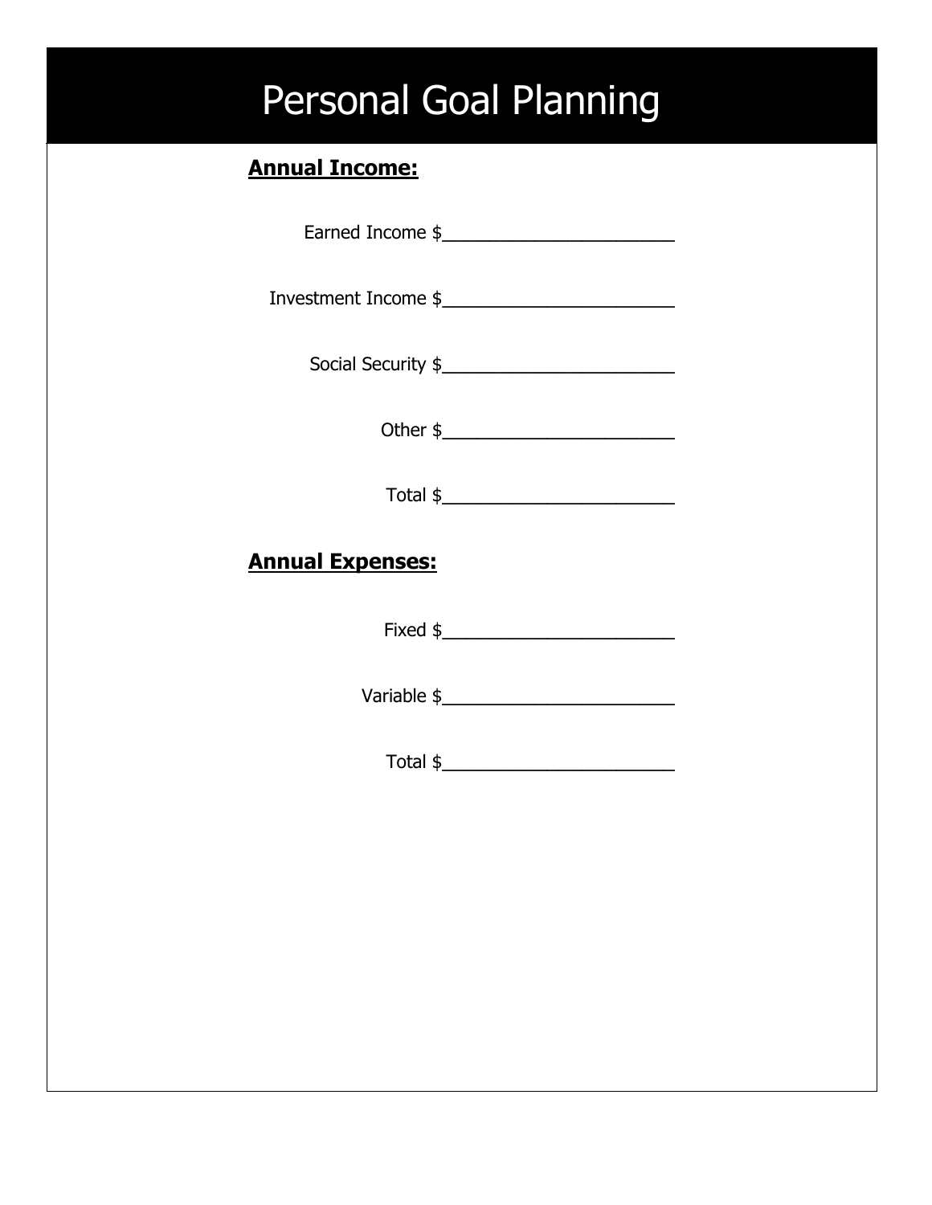# Personal Goal Planning

**Annual Income:**

Earned Income $________________________

Investment Income $________________________

Social Security $________________________

Other $________________________

Total $________________________

**Annual Expenses:**

Fixed $________________________

Variable $________________________

Total $________________________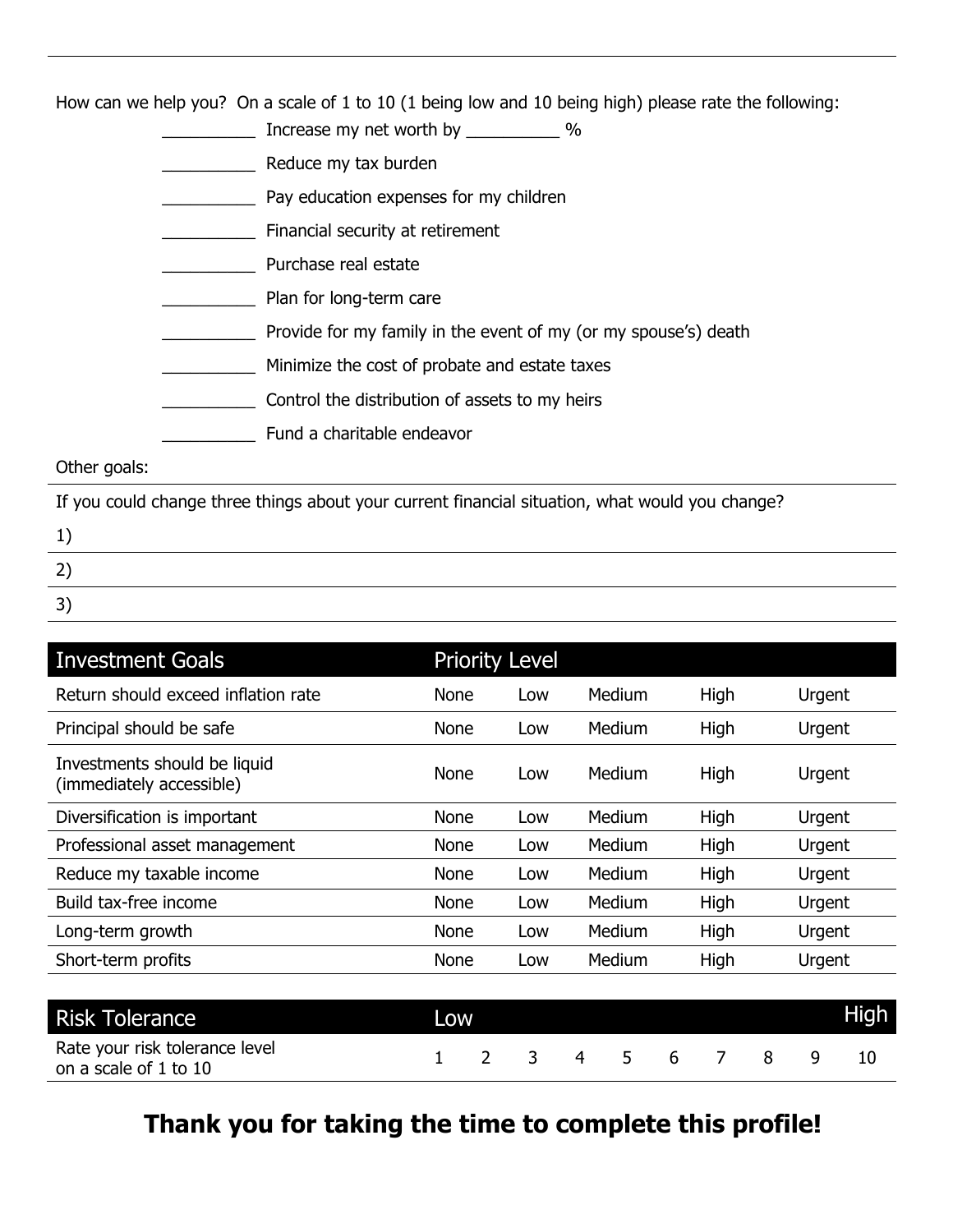How can we help you? On a scale of 1 to 10 (1 being low and 10 being high) please rate the following:

__________ Increase my net worth by __________ %

__________ Reduce my tax burden

__________ Pay education expenses for my children

__________ Financial security at retirement

__________ Purchase real estate

__________ Plan for long-term care

__________ Provide for my family in the event of my (or my spouse's) death

__________ Minimize the cost of probate and estate taxes

__________ Control the distribution of assets to my heirs

__________ Fund a charitable endeavor

Other goals:

If you could change three things about your current financial situation, what would you change?

1)

2)

3)

| Investment Goals | Priority Level | | | | |
|---|---|---|---|---|---|
| Return should exceed inflation rate | None | Low | Medium | High | Urgent |
| Principal should be safe | None | Low | Medium | High | Urgent |
| Investments should be liquid (immediately accessible) | None | Low | Medium | High | Urgent |
| Diversification is important | None | Low | Medium | High | Urgent |
| Professional asset management | None | Low | Medium | High | Urgent |
| Reduce my taxable income | None | Low | Medium | High | Urgent |
| Build tax-free income | None | Low | Medium | High | Urgent |
| Long-term growth | None | Low | Medium | High | Urgent |
| Short-term profits | None | Low | Medium | High | Urgent |

| Risk Tolerance | Low | | | | | | | | | High |
|---|---|---|---|---|---|---|---|---|---|---|
| Rate your risk tolerance level on a scale of 1 to 10 | 1 | 2 | 3 | 4 | 5 | 6 | 7 | 8 | 9 | 10 |

## **Thank you for taking the time to complete this profile!**